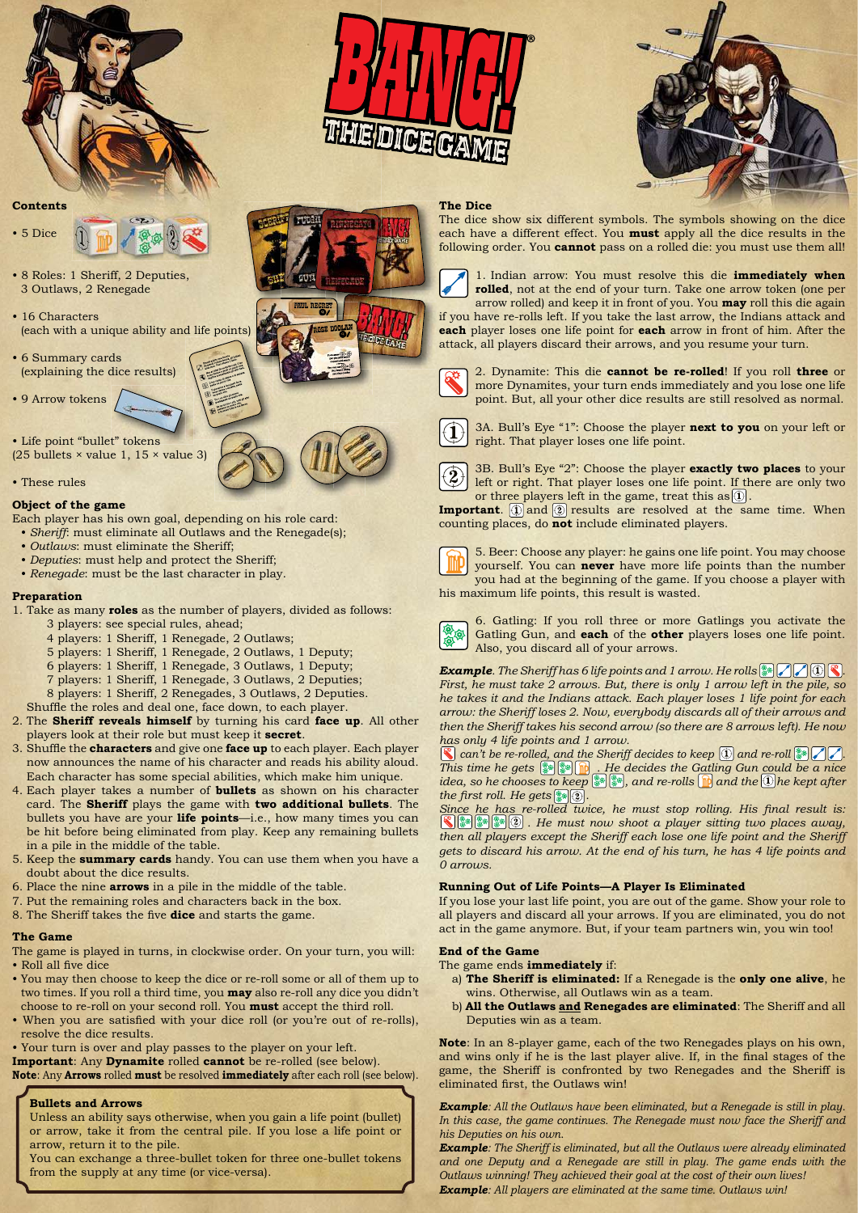# BANG! THE DICE GAME

## Contents

- 5 Dice
- 8 Roles: 1 Sheriff, 2 Deputies, 3 Outlaws, 2 Renegade
- 16 Characters (each with a unique ability and life points)
- 6 Summary cards (explaining the dice results)
- 9 Arrow tokens
- Life point "bullet" tokens (25 bullets × value 1, 15 × value 3)
- These rules

## Object of the game

Each player has his own goal, depending on his role card:

- *Sheriff*: must eliminate all Outlaws and the Renegade(s);
- *Outlaws*: must eliminate the Sheriff;
- *Deputies*: must help and protect the Sheriff;
- *Renegade*: must be the last character in play.

## Preparation

1. Take as many **roles** as the number of players, divided as follows:
   - 3 players: see special rules, ahead;
   - 4 players: 1 Sheriff, 1 Renegade, 2 Outlaws;
   - 5 players: 1 Sheriff, 1 Renegade, 2 Outlaws, 1 Deputy;
   - 6 players: 1 Sheriff, 1 Renegade, 3 Outlaws, 1 Deputy;
   - 7 players: 1 Sheriff, 1 Renegade, 3 Outlaws, 2 Deputies;
   - 8 players: 1 Sheriff, 2 Renegades, 3 Outlaws, 2 Deputies.

   Shuffle the roles and deal one, face down, to each player.
2. The **Sheriff reveals himself** by turning his card **face up**. All other players look at their role but must keep it **secret**.
3. Shuffle the **characters** and give one **face up** to each player. Each player now announces the name of his character and reads his ability aloud. Each character has some special abilities, which make him unique.
4. Each player takes a number of **bullets** as shown on his character card. The **Sheriff** plays the game with **two additional bullets**. The bullets you have are your **life points**—i.e., how many times you can be hit before being eliminated from play. Keep any remaining bullets in a pile in the middle of the table.
5. Keep the **summary cards** handy. You can use them when you have a doubt about the dice results.
6. Place the nine **arrows** in a pile in the middle of the table.
7. Put the remaining roles and characters back in the box.
8. The Sheriff takes the five **dice** and starts the game.

## The Game

The game is played in turns, in clockwise order. On your turn, you will:

- Roll all five dice
- You may then choose to keep the dice or re-roll some or all of them up to two times. If you roll a third time, you **may** also re-roll any dice you didn't choose to re-roll on your second roll. You **must** accept the third roll.
- When you are satisfied with your dice roll (or you're out of re-rolls), resolve the dice results.
- Your turn is over and play passes to the player on your left.

**Important**: Any **Dynamite** rolled **cannot** be re-rolled (see below).
**Note**: Any **Arrows** rolled **must** be resolved **immediately** after each roll (see below).

### Bullets and Arrows

Unless an ability says otherwise, when you gain a life point (bullet) or arrow, take it from the central pile. If you lose a life point or arrow, return it to the pile.
You can exchange a three-bullet token for three one-bullet tokens from the supply at any time (or vice-versa).

## The Dice

The dice show six different symbols. The symbols showing on the dice each have a different effect. You **must** apply all the dice results in the following order. You **cannot** pass on a rolled die: you must use them all!

1. Indian arrow: You must resolve this die **immediately when rolled**, not at the end of your turn. Take one arrow token (one per arrow rolled) and keep it in front of you. You **may** roll this die again if you have re-rolls left. If you take the last arrow, the Indians attack and **each** player loses one life point for **each** arrow in front of him. After the attack, all players discard their arrows, and you resume your turn.

2. Dynamite: This die **cannot be re-rolled**! If you roll **three** or more Dynamites, your turn ends immediately and you lose one life point. But, all your other dice results are still resolved as normal.

3A. Bull's Eye "1": Choose the player **next to you** on your left or right. That player loses one life point.

3B. Bull's Eye "2": Choose the player **exactly two places** to your left or right. That player loses one life point. If there are only two or three players left in the game, treat this as (1).

**Important**. (1) and (2) results are resolved at the same time. When counting places, do **not** include eliminated players.

5. Beer: Choose any player: he gains one life point. You may choose yourself. You can **never** have more life points than the number you had at the beginning of the game. If you choose a player with his maximum life points, this result is wasted.

6. Gatling: If you roll three or more Gatlings you activate the Gatling Gun, and **each** of the **other** players loses one life point. Also, you discard all of your arrows.

***Example***. *The Sheriff has 6 life points and 1 arrow. He rolls [Gatling] [Arrow] [Arrow] (1) [Dynamite]. First, he must take 2 arrows. But, there is only 1 arrow left in the pile, so he takes it and the Indians attack. Each player loses 1 life point for each arrow: the Sheriff loses 2. Now, everybody discards all of their arrows and then the Sheriff takes his second arrow (so there are 8 arrows left). He now has only 4 life points and 1 arrow.*
*[Dynamite] can't be re-rolled, and the Sheriff decides to keep (1) and re-roll [Gatling] [Arrow] [Arrow]. This time he gets [Gatling] [Gatling] [Beer]. He decides the Gatling Gun could be a nice idea, so he chooses to keep [Gatling] [Gatling], and re-rolls [Beer] and the (1) he kept after the first roll. He gets [Gatling] (2).*
*Since he has re-rolled twice, he must stop rolling. His final result is: [Dynamite] [Gatling] [Gatling] [Gatling] (2). He must now shoot a player sitting two places away, then all players except the Sheriff each lose one life point and the Sheriff gets to discard his arrow. At the end of his turn, he has 4 life points and 0 arrows.*

## Running Out of Life Points—A Player Is Eliminated

If you lose your last life point, you are out of the game. Show your role to all players and discard all your arrows. If you are eliminated, you do not act in the game anymore. But, if your team partners win, you win too!

## End of the Game

The game ends **immediately** if:

a) **The Sheriff is eliminated:** If a Renegade is the **only one alive**, he wins. Otherwise, all Outlaws win as a team.
b) **All the Outlaws and Renegades are eliminated**: The Sheriff and all Deputies win as a team.

**Note**: In an 8-player game, each of the two Renegades plays on his own, and wins only if he is the last player alive. If, in the final stages of the game, the Sheriff is confronted by two Renegades and the Sheriff is eliminated first, the Outlaws win!

***Example****: All the Outlaws have been eliminated, but a Renegade is still in play. In this case, the game continues. The Renegade must now face the Sheriff and his Deputies on his own.*
***Example****: The Sheriff is eliminated, but all the Outlaws were already eliminated and one Deputy and a Renegade are still in play. The game ends with the Outlaws winning! They achieved their goal at the cost of their own lives!*
***Example****: All players are eliminated at the same time. Outlaws win!*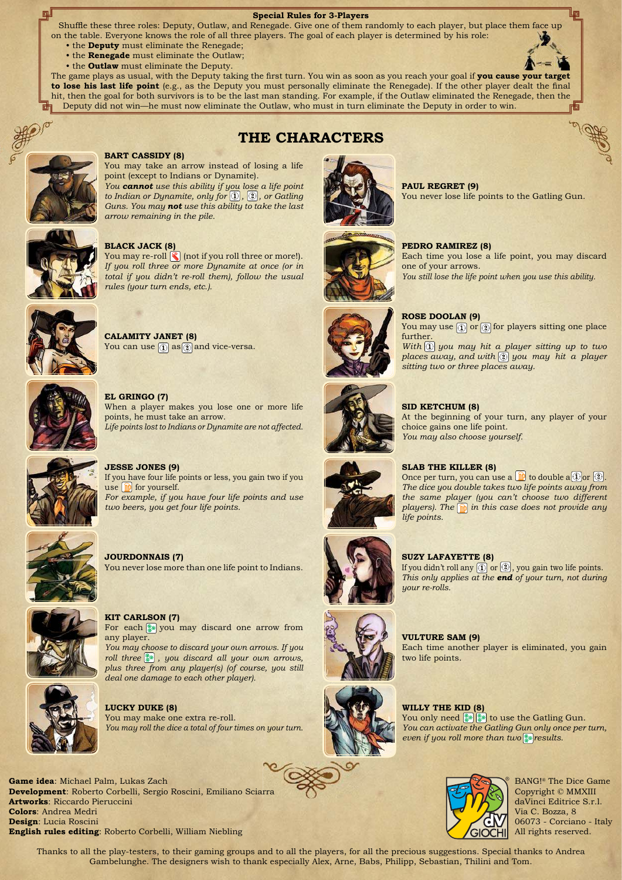### Special Rules for 3-Players

Shuffle these three roles: Deputy, Outlaw, and Renegade. Give one of them randomly to each player, but place them face up on the table. Everyone knows the role of all three players. The goal of each player is determined by his role:

- the **Deputy** must eliminate the Renegade;
- the **Renegade** must eliminate the Outlaw;
- the **Outlaw** must eliminate the Deputy.

The game plays as usual, with the Deputy taking the first turn. You win as soon as you reach your goal if **you cause your target to lose his last life point** (e.g., as the Deputy you must personally eliminate the Renegade). If the other player dealt the final hit, then the goal for both survivors is to be the last man standing. For example, if the Outlaw eliminated the Renegade, then the Deputy did not win—he must now eliminate the Outlaw, who must in turn eliminate the Deputy in order to win.

## THE CHARACTERS

**BART CASSIDY (8)**
You may take an arrow instead of losing a life point (except to Indians or Dynamite).
*You **cannot** use this ability if you lose a life point to Indian or Dynamite, only for 1, 2, or Gatling Guns. You may **not** use this ability to take the last arrow remaining in the pile.*

**BLACK JACK (8)**
You may re-roll Dynamite (not if you roll three or more!).
*If you roll three or more Dynamite at once (or in total if you didn't re-roll them), follow the usual rules (your turn ends, etc.).*

**CALAMITY JANET (8)**
You can use 1 as 2 and vice-versa.

**EL GRINGO (7)**
When a player makes you lose one or more life points, he must take an arrow.
*Life points lost to Indians or Dynamite are not affected.*

**JESSE JONES (9)**
If you have four life points or less, you gain two if you use Beer for yourself.
*For example, if you have four life points and use two beers, you get four life points.*

**JOURDONNAIS (7)**
You never lose more than one life point to Indians.

**KIT CARLSON (7)**
For each Gatling you may discard one arrow from any player.
*You may choose to discard your own arrows. If you roll three Gatling, you discard all your own arrows, plus three from any player(s) (of course, you still deal one damage to each other player).*

**LUCKY DUKE (8)**
You may make one extra re-roll.
*You may roll the dice a total of four times on your turn.*

**PAUL REGRET (9)**
You never lose life points to the Gatling Gun.

**PEDRO RAMIREZ (8)**
Each time you lose a life point, you may discard one of your arrows.
*You still lose the life point when you use this ability.*

**ROSE DOOLAN (9)**
You may use 1 or 2 for players sitting one place further.
*With 1 you may hit a player sitting up to two places away, and with 2 you may hit a player sitting two or three places away.*

**SID KETCHUM (8)**
At the beginning of your turn, any player of your choice gains one life point.
*You may also choose yourself.*

**SLAB THE KILLER (8)**
Once per turn, you can use a Beer to double a 1 or 2.
*The dice you double takes two life points away from the same player (you can't choose two different players). The Beer in this case does not provide any life points.*

**SUZY LAFAYETTE (8)**
If you didn't roll any 1 or 2, you gain two life points.
*This only applies at the **end** of your turn, not during your re-rolls.*

**VULTURE SAM (9)**
Each time another player is eliminated, you gain two life points.

**WILLY THE KID (8)**
You only need Gatling Gatling to use the Gatling Gun.
*You can activate the Gatling Gun only once per turn, even if you roll more than two Gatling results.*

**Game idea**: Michael Palm, Lukas Zach
**Development**: Roberto Corbelli, Sergio Roscini, Emiliano Sciarra
**Artworks**: Riccardo Pieruccini
**Colors**: Andrea Medri
**Design**: Lucia Roscini
**English rules editing**: Roberto Corbelli, William Niebling

BANG!® The Dice Game
Copyright © MMXIII
daVinci Editrice S.r.l.
Via C. Bozza, 8
06073 - Corciano - Italy
All rights reserved.

Thanks to all the play-testers, to their gaming groups and to all the players, for all the precious suggestions. Special thanks to Andrea Gambelunghe. The designers wish to thank especially Alex, Arne, Babs, Philipp, Sebastian, Thilini and Tom.